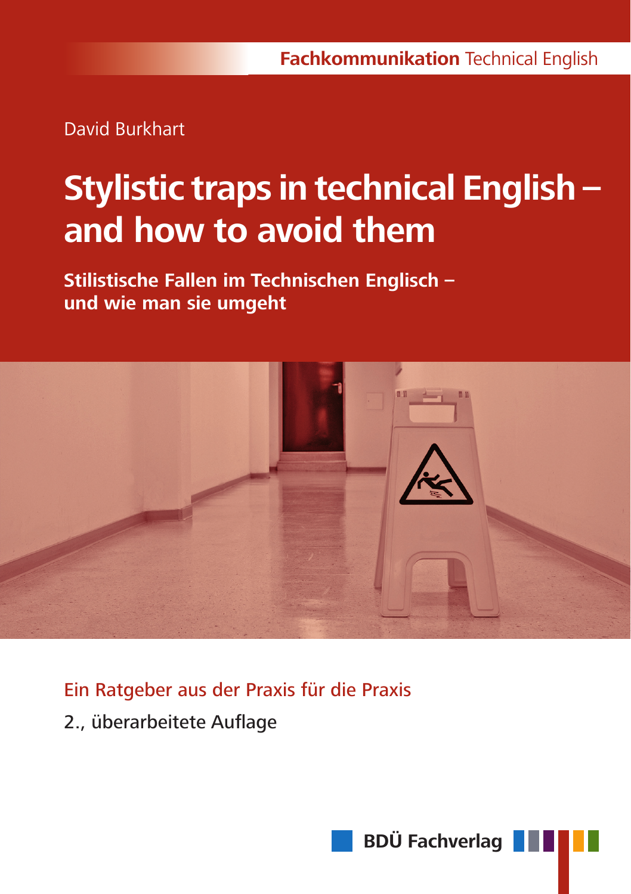**Fachkommunikation** Technical English

David Burkhart

# Stylistic traps in technical English – and how to avoid them

## Stilistische Fallen im Technischen Englisch – und wie man sie umgeht

Ein Ratgeber aus der Praxis für die Praxis

2., überarbeitete Auflage

**BDÜ Fachverlag**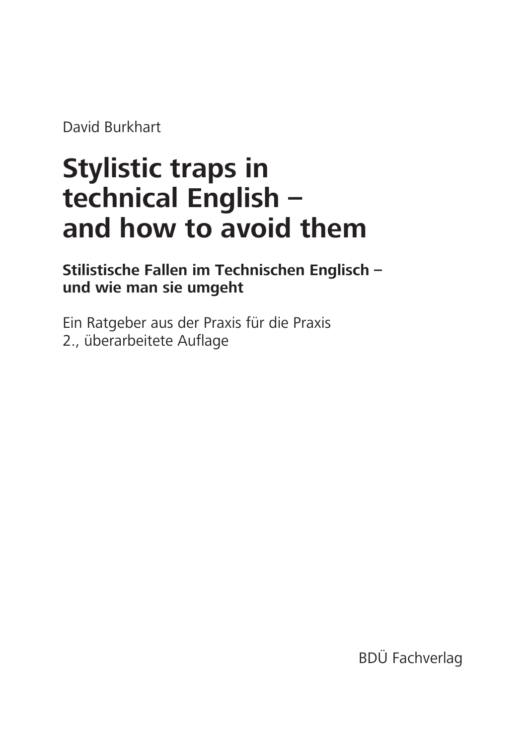David Burkhart

# Stylistic traps in technical English – and how to avoid them

## Stilistische Fallen im Technischen Englisch – und wie man sie umgeht

Ein Ratgeber aus der Praxis für die Praxis
2., überarbeitete Auflage

BDÜ Fachverlag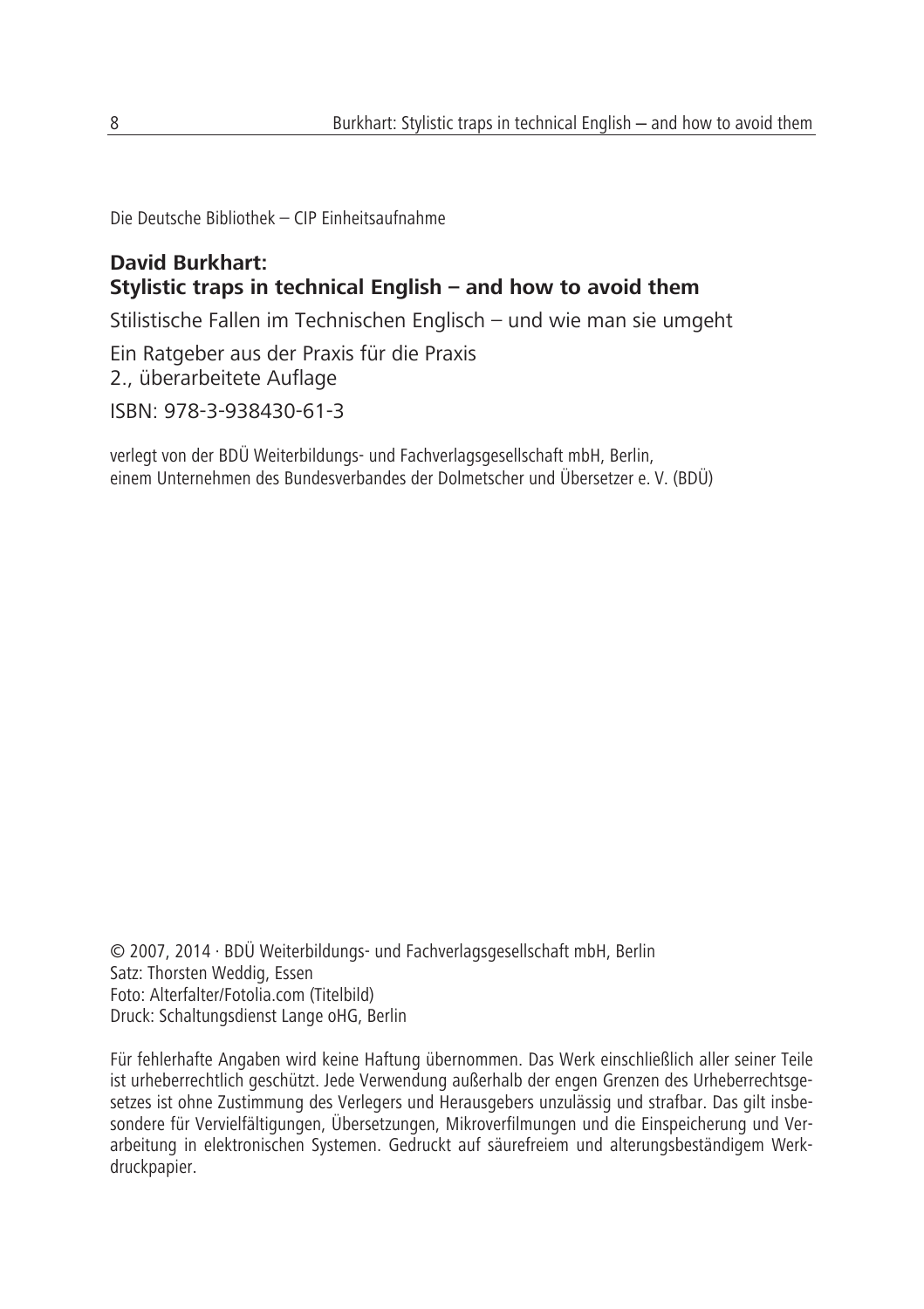Die Deutsche Bibliothek – CIP Einheitsaufnahme

**David Burkhart:**
**Stylistic traps in technical English – and how to avoid them**

Stilistische Fallen im Technischen Englisch – und wie man sie umgeht

Ein Ratgeber aus der Praxis für die Praxis
2., überarbeitete Auflage

ISBN: 978-3-938430-61-3

verlegt von der BDÜ Weiterbildungs- und Fachverlagsgesellschaft mbH, Berlin,
einem Unternehmen des Bundesverbandes der Dolmetscher und Übersetzer e. V. (BDÜ)

© 2007, 2014 · BDÜ Weiterbildungs- und Fachverlagsgesellschaft mbH, Berlin
Satz: Thorsten Weddig, Essen
Foto: Alterfalter/Fotolia.com (Titelbild)
Druck: Schaltungsdienst Lange oHG, Berlin

Für fehlerhafte Angaben wird keine Haftung übernommen. Das Werk einschließlich aller seiner Teile ist urheberrechtlich geschützt. Jede Verwendung außerhalb der engen Grenzen des Urheberrechtsgesetzes ist ohne Zustimmung des Verlegers und Herausgebers unzulässig und strafbar. Das gilt insbesondere für Vervielfältigungen, Übersetzungen, Mikroverfilmungen und die Einspeicherung und Verarbeitung in elektronischen Systemen. Gedruckt auf säurefreiem und alterungsbeständigem Werkdruckpapier.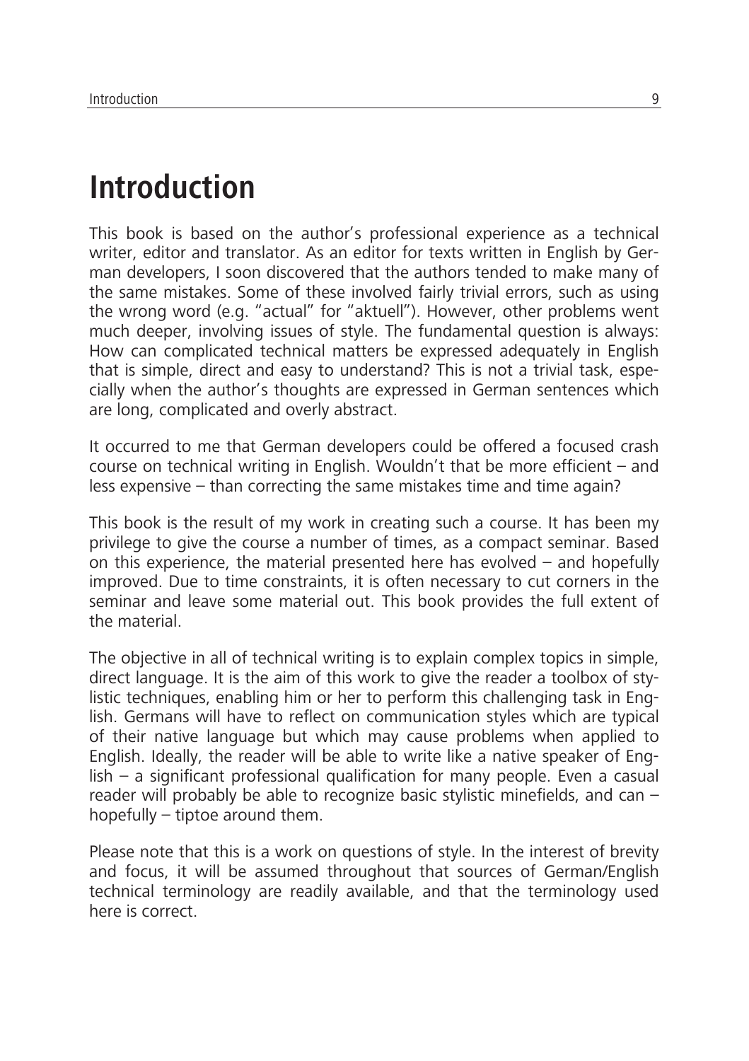# Introduction

This book is based on the author's professional experience as a technical writer, editor and translator. As an editor for texts written in English by German developers, I soon discovered that the authors tended to make many of the same mistakes. Some of these involved fairly trivial errors, such as using the wrong word (e.g. "actual" for "aktuell"). However, other problems went much deeper, involving issues of style. The fundamental question is always: How can complicated technical matters be expressed adequately in English that is simple, direct and easy to understand? This is not a trivial task, especially when the author's thoughts are expressed in German sentences which are long, complicated and overly abstract.

It occurred to me that German developers could be offered a focused crash course on technical writing in English. Wouldn't that be more efficient – and less expensive – than correcting the same mistakes time and time again?

This book is the result of my work in creating such a course. It has been my privilege to give the course a number of times, as a compact seminar. Based on this experience, the material presented here has evolved – and hopefully improved. Due to time constraints, it is often necessary to cut corners in the seminar and leave some material out. This book provides the full extent of the material.

The objective in all of technical writing is to explain complex topics in simple, direct language. It is the aim of this work to give the reader a toolbox of stylistic techniques, enabling him or her to perform this challenging task in English. Germans will have to reflect on communication styles which are typical of their native language but which may cause problems when applied to English. Ideally, the reader will be able to write like a native speaker of English – a significant professional qualification for many people. Even a casual reader will probably be able to recognize basic stylistic minefields, and can – hopefully – tiptoe around them.

Please note that this is a work on questions of style. In the interest of brevity and focus, it will be assumed throughout that sources of German/English technical terminology are readily available, and that the terminology used here is correct.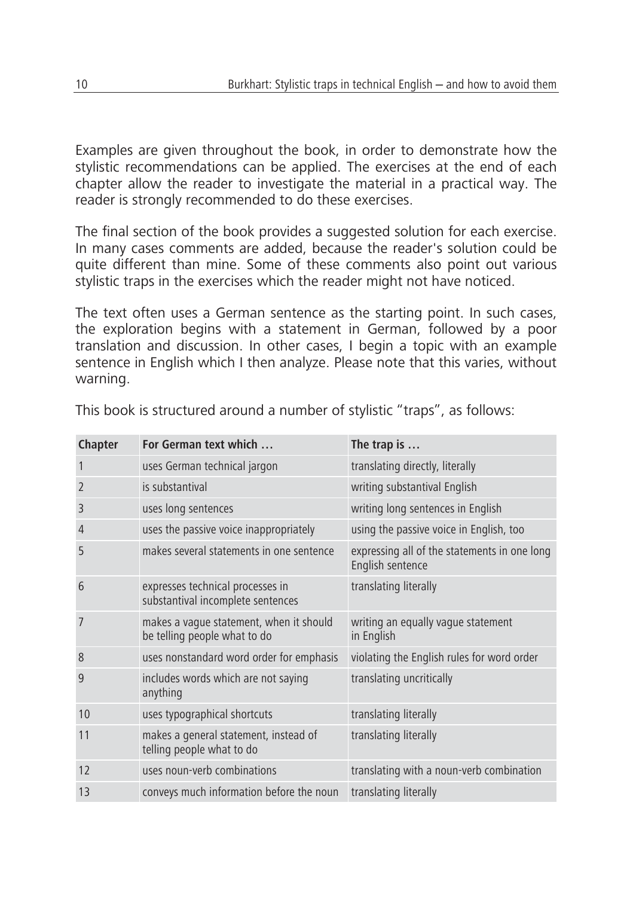Examples are given throughout the book, in order to demonstrate how the stylistic recommendations can be applied. The exercises at the end of each chapter allow the reader to investigate the material in a practical way. The reader is strongly recommended to do these exercises.

The final section of the book provides a suggested solution for each exercise. In many cases comments are added, because the reader's solution could be quite different than mine. Some of these comments also point out various stylistic traps in the exercises which the reader might not have noticed.

The text often uses a German sentence as the starting point. In such cases, the exploration begins with a statement in German, followed by a poor translation and discussion. In other cases, I begin a topic with an example sentence in English which I then analyze. Please note that this varies, without warning.

This book is structured around a number of stylistic "traps", as follows:

| Chapter | For German text which … | The trap is … |
|---|---|---|
| 1 | uses German technical jargon | translating directly, literally |
| 2 | is substantival | writing substantival English |
| 3 | uses long sentences | writing long sentences in English |
| 4 | uses the passive voice inappropriately | using the passive voice in English, too |
| 5 | makes several statements in one sentence | expressing all of the statements in one long English sentence |
| 6 | expresses technical processes in substantival incomplete sentences | translating literally |
| 7 | makes a vague statement, when it should be telling people what to do | writing an equally vague statement in English |
| 8 | uses nonstandard word order for emphasis | violating the English rules for word order |
| 9 | includes words which are not saying anything | translating uncritically |
| 10 | uses typographical shortcuts | translating literally |
| 11 | makes a general statement, instead of telling people what to do | translating literally |
| 12 | uses noun-verb combinations | translating with a noun-verb combination |
| 13 | conveys much information before the noun | translating literally |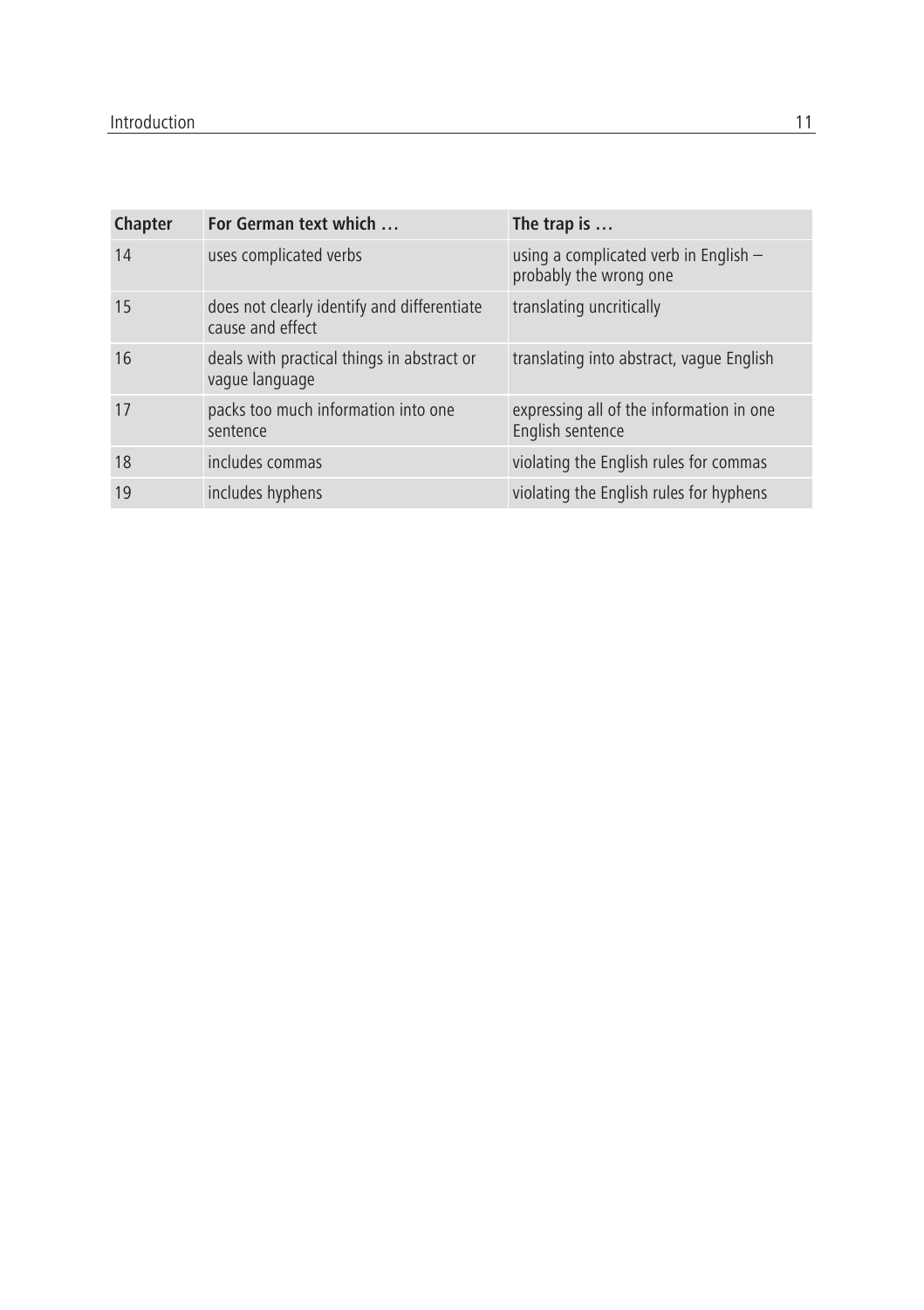| Chapter | For German text which … | The trap is … |
| --- | --- | --- |
| 14 | uses complicated verbs | using a complicated verb in English – probably the wrong one |
| 15 | does not clearly identify and differentiate cause and effect | translating uncritically |
| 16 | deals with practical things in abstract or vague language | translating into abstract, vague English |
| 17 | packs too much information into one sentence | expressing all of the information in one English sentence |
| 18 | includes commas | violating the English rules for commas |
| 19 | includes hyphens | violating the English rules for hyphens |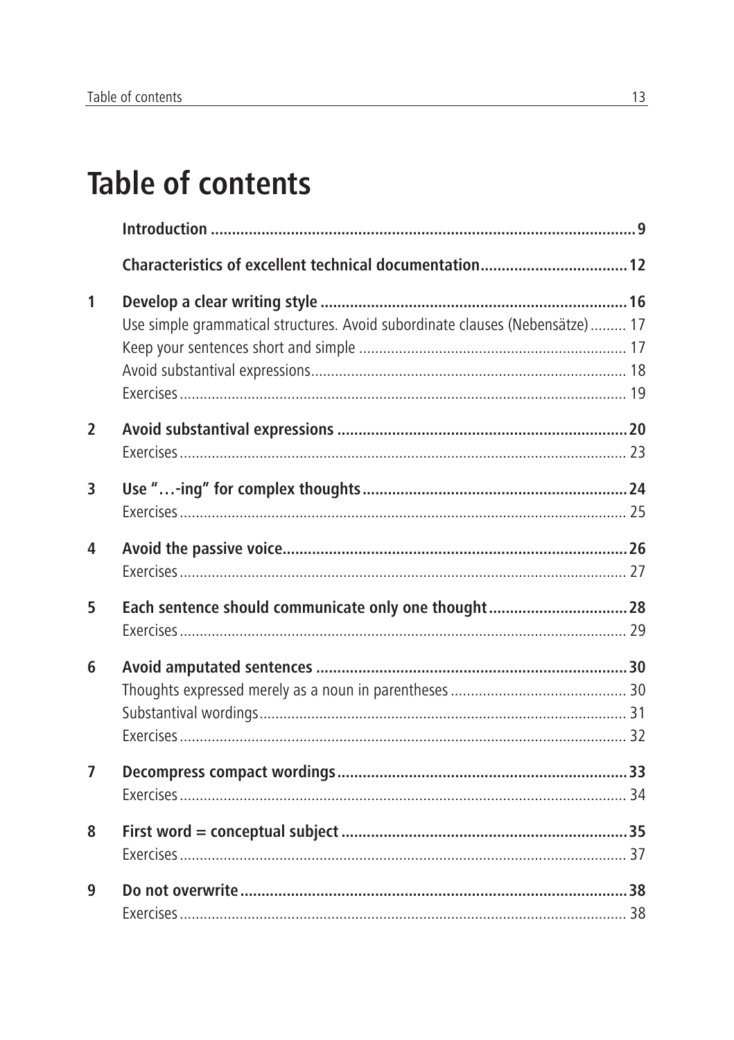# Table of contents

| | | |
|---|---|---|
| | **Introduction** | **9** |
| | **Characteristics of excellent technical documentation** | **12** |
| **1** | **Develop a clear writing style** | **16** |
| | Use simple grammatical structures. Avoid subordinate clauses (Nebensätze) | 17 |
| | Keep your sentences short and simple | 17 |
| | Avoid substantival expressions | 18 |
| | Exercises | 19 |
| **2** | **Avoid substantival expressions** | **20** |
| | Exercises | 23 |
| **3** | **Use "…-ing" for complex thoughts** | **24** |
| | Exercises | 25 |
| **4** | **Avoid the passive voice** | **26** |
| | Exercises | 27 |
| **5** | **Each sentence should communicate only one thought** | **28** |
| | Exercises | 29 |
| **6** | **Avoid amputated sentences** | **30** |
| | Thoughts expressed merely as a noun in parentheses | 30 |
| | Substantival wordings | 31 |
| | Exercises | 32 |
| **7** | **Decompress compact wordings** | **33** |
| | Exercises | 34 |
| **8** | **First word = conceptual subject** | **35** |
| | Exercises | 37 |
| **9** | **Do not overwrite** | **38** |
| | Exercises | 38 |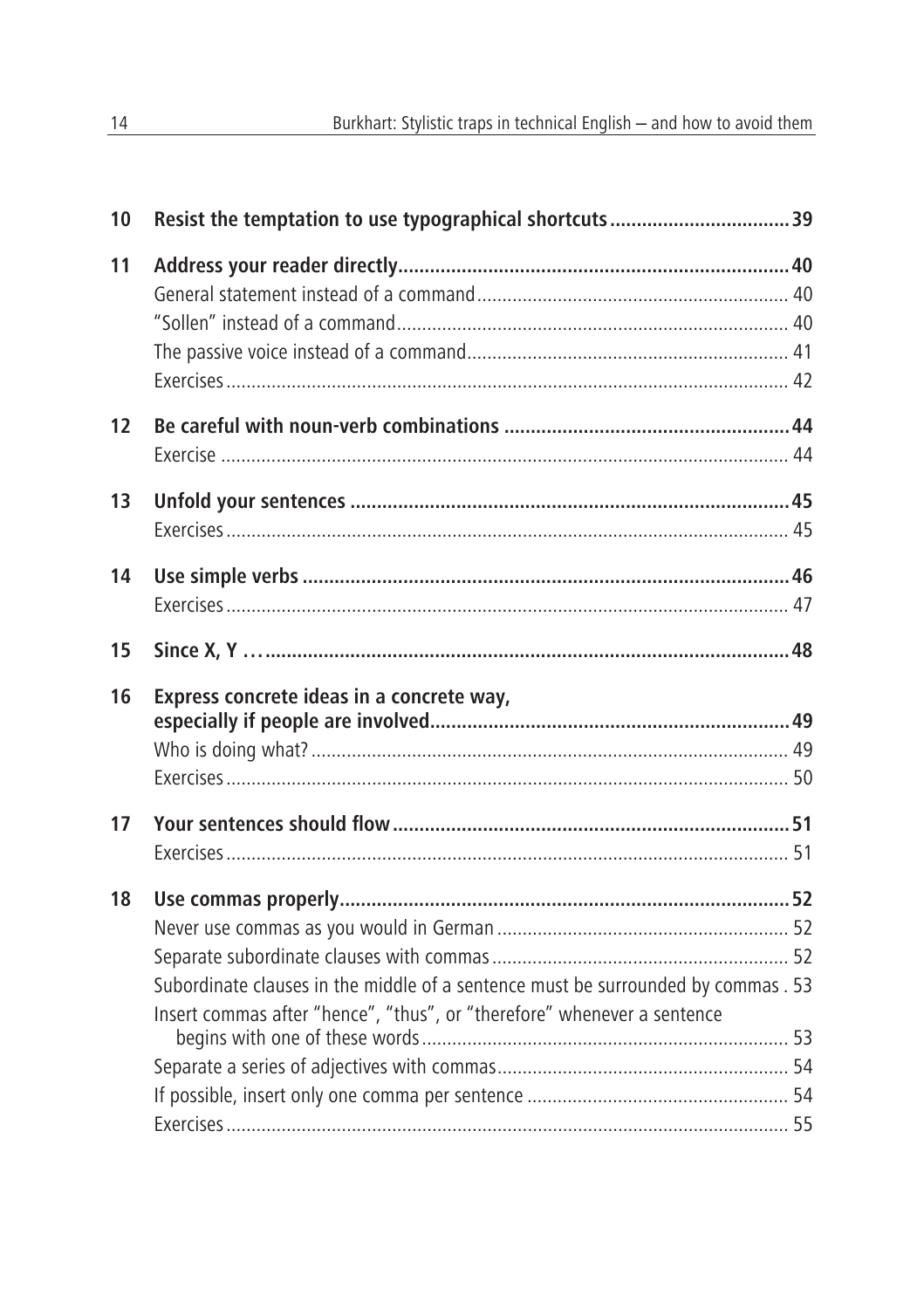**10 Resist the temptation to use typographical shortcuts ..... 39**

**11 Address your reader directly ..... 40**

General statement instead of a command ..... 40
"Sollen" instead of a command ..... 40
The passive voice instead of a command ..... 41
Exercises ..... 42

**12 Be careful with noun-verb combinations ..... 44**

Exercise ..... 44

**13 Unfold your sentences ..... 45**

Exercises ..... 45

**14 Use simple verbs ..... 46**

Exercises ..... 47

**15 Since X, Y … ..... 48**

**16 Express concrete ideas in a concrete way, especially if people are involved ..... 49**

Who is doing what? ..... 49
Exercises ..... 50

**17 Your sentences should flow ..... 51**

Exercises ..... 51

**18 Use commas properly ..... 52**

Never use commas as you would in German ..... 52
Separate subordinate clauses with commas ..... 52
Subordinate clauses in the middle of a sentence must be surrounded by commas . 53
Insert commas after "hence", "thus", or "therefore" whenever a sentence begins with one of these words ..... 53
Separate a series of adjectives with commas ..... 54
If possible, insert only one comma per sentence ..... 54
Exercises ..... 55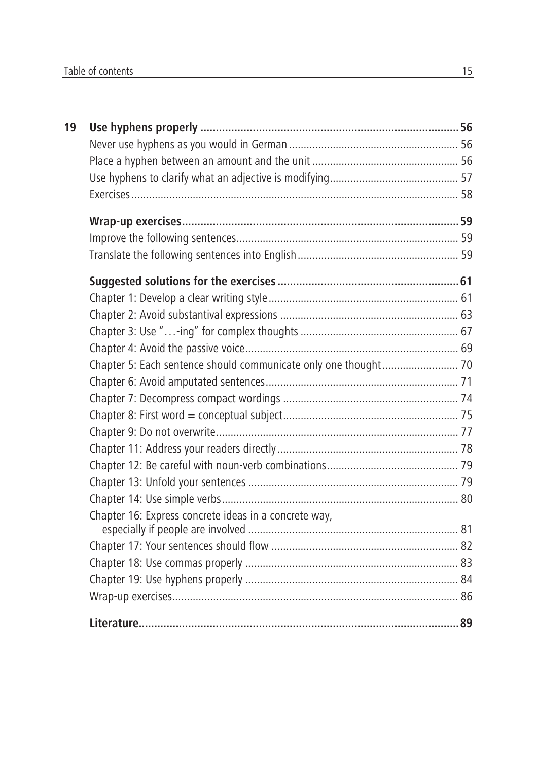**19 Use hyphens properly ... 56**

Never use hyphens as you would in German ... 56

Place a hyphen between an amount and the unit ... 56

Use hyphens to clarify what an adjective is modifying ... 57

Exercises ... 58

**Wrap-up exercises ... 59**

Improve the following sentences ... 59

Translate the following sentences into English ... 59

**Suggested solutions for the exercises ... 61**

Chapter 1: Develop a clear writing style ... 61

Chapter 2: Avoid substantival expressions ... 63

Chapter 3: Use "…-ing" for complex thoughts ... 67

Chapter 4: Avoid the passive voice ... 69

Chapter 5: Each sentence should communicate only one thought ... 70

Chapter 6: Avoid amputated sentences ... 71

Chapter 7: Decompress compact wordings ... 74

Chapter 8: First word = conceptual subject ... 75

Chapter 9: Do not overwrite ... 77

Chapter 11: Address your readers directly ... 78

Chapter 12: Be careful with noun-verb combinations ... 79

Chapter 13: Unfold your sentences ... 79

Chapter 14: Use simple verbs ... 80

Chapter 16: Express concrete ideas in a concrete way, especially if people are involved ... 81

Chapter 17: Your sentences should flow ... 82

Chapter 18: Use commas properly ... 83

Chapter 19: Use hyphens properly ... 84

Wrap-up exercises ... 86

**Literature ... 89**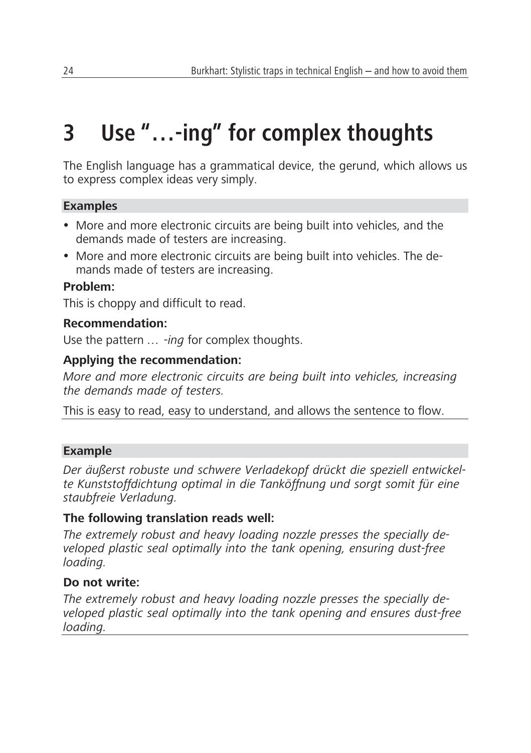# 3 Use "…-ing" for complex thoughts

The English language has a grammatical device, the gerund, which allows us to express complex ideas very simply.

**Examples**

- More and more electronic circuits are being built into vehicles, and the demands made of testers are increasing.
- More and more electronic circuits are being built into vehicles. The demands made of testers are increasing.

**Problem:**

This is choppy and difficult to read.

**Recommendation:**

Use the pattern … *-ing* for complex thoughts.

**Applying the recommendation:**

*More and more electronic circuits are being built into vehicles, increasing the demands made of testers.*

This is easy to read, easy to understand, and allows the sentence to flow.

**Example**

*Der äußerst robuste und schwere Verladekopf drückt die speziell entwickelte Kunststoffdichtung optimal in die Tanköffnung und sorgt somit für eine staubfreie Verladung.*

**The following translation reads well:**

*The extremely robust and heavy loading nozzle presses the specially developed plastic seal optimally into the tank opening, ensuring dust-free loading.*

**Do not write:**

*The extremely robust and heavy loading nozzle presses the specially developed plastic seal optimally into the tank opening and ensures dust-free loading.*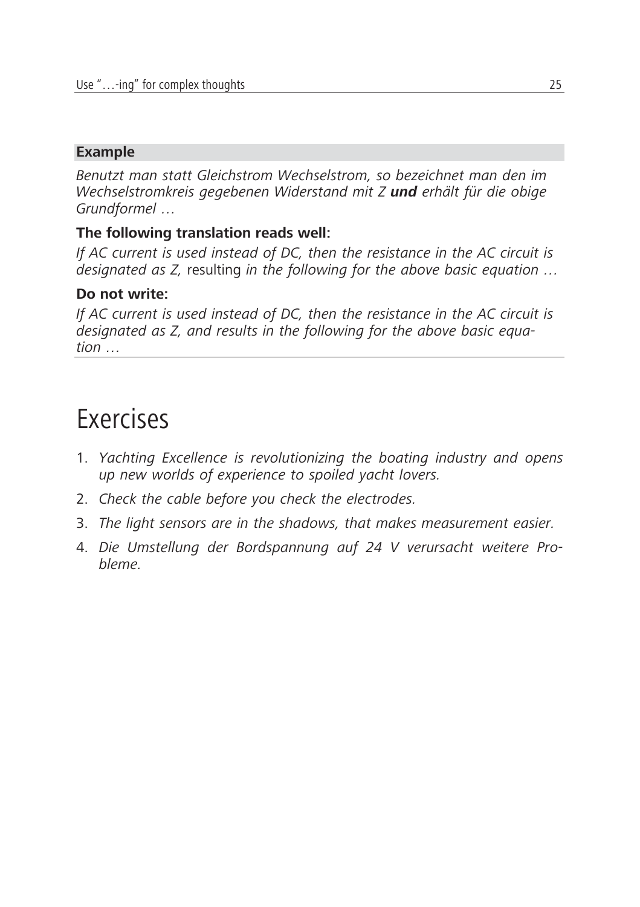**Example**

*Benutzt man statt Gleichstrom Wechselstrom, so bezeichnet man den im Wechselstromkreis gegebenen Widerstand mit Z* ***und*** *erhält für die obige Grundformel …*

**The following translation reads well:**

*If AC current is used instead of DC, then the resistance in the AC circuit is designated as Z,* resulting *in the following for the above basic equation …*

**Do not write:**

*If AC current is used instead of DC, then the resistance in the AC circuit is designated as Z, and results in the following for the above basic equation …*

# Exercises

1. *Yachting Excellence is revolutionizing the boating industry and opens up new worlds of experience to spoiled yacht lovers.*
2. *Check the cable before you check the electrodes.*
3. *The light sensors are in the shadows, that makes measurement easier.*
4. *Die Umstellung der Bordspannung auf 24 V verursacht weitere Probleme.*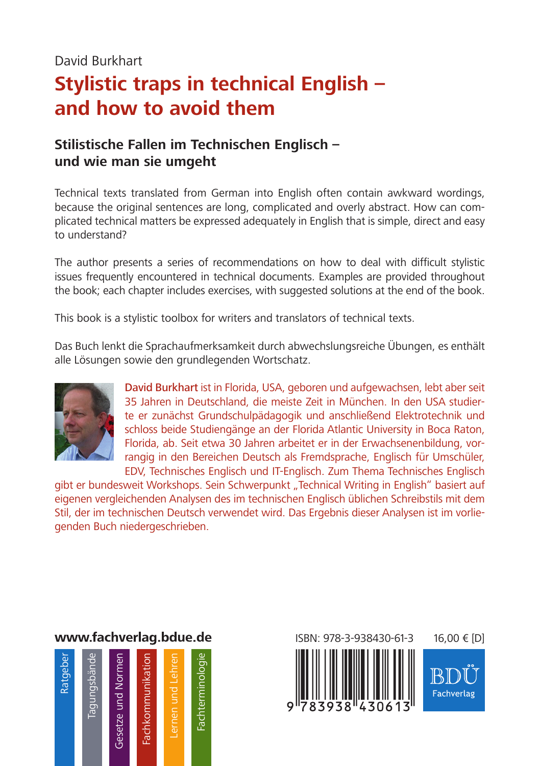David Burkhart

# Stylistic traps in technical English – and how to avoid them

## Stilistische Fallen im Technischen Englisch – und wie man sie umgeht

Technical texts translated from German into English often contain awkward wordings, because the original sentences are long, complicated and overly abstract. How can complicated technical matters be expressed adequately in English that is simple, direct and easy to understand?

The author presents a series of recommendations on how to deal with difficult stylistic issues frequently encountered in technical documents. Examples are provided throughout the book; each chapter includes exercises, with suggested solutions at the end of the book.

This book is a stylistic toolbox for writers and translators of technical texts.

Das Buch lenkt die Sprachaufmerksamkeit durch abwechslungsreiche Übungen, es enthält alle Lösungen sowie den grundlegenden Wortschatz.

**David Burkhart** ist in Florida, USA, geboren und aufgewachsen, lebt aber seit 35 Jahren in Deutschland, die meiste Zeit in München. In den USA studierte er zunächst Grundschulpädagogik und anschließend Elektrotechnik und schloss beide Studiengänge an der Florida Atlantic University in Boca Raton, Florida, ab. Seit etwa 30 Jahren arbeitet er in der Erwachsenenbildung, vorrangig in den Bereichen Deutsch als Fremdsprache, Englisch für Umschüler, EDV, Technisches Englisch und IT-Englisch. Zum Thema Technisches Englisch gibt er bundesweit Workshops. Sein Schwerpunkt „Technical Writing in English" basiert auf eigenen vergleichenden Analysen des im technischen Englisch üblichen Schreibstils mit dem Stil, der im technischen Deutsch verwendet wird. Das Ergebnis dieser Analysen ist im vorliegenden Buch niedergeschrieben.

**www.fachverlag.bdue.de**

Ratgeber
Tagungsbände
Gesetze und Normen
Fachkommunikation
Lernen und Lehren
Fachterminologie

ISBN: 978-3-938430-61-3

16,00 € [D]

9 783938 430613

BDÜ Fachverlag